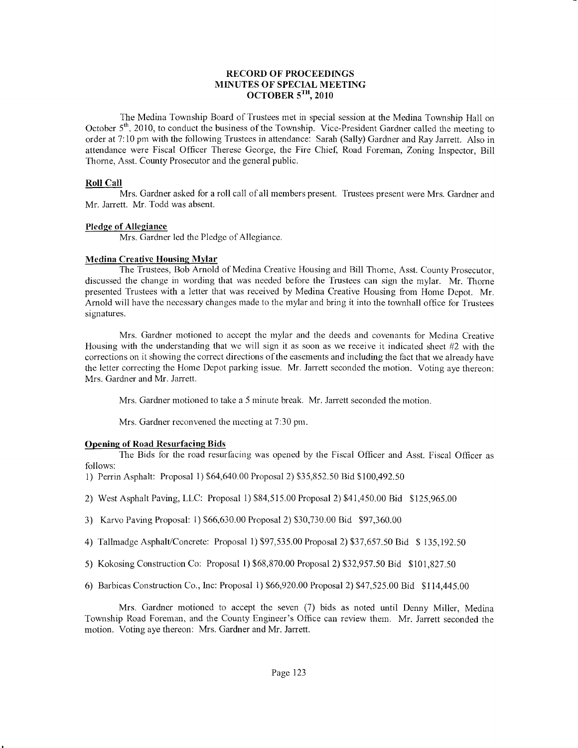**RECORD OF PROCEEDINGS**
**MINUTES OF SPECIAL MEETING**
**OCTOBER 5TH, 2010**

The Medina Township Board of Trustees met in special session at the Medina Township Hall on October 5th, 2010, to conduct the business of the Township. Vice-President Gardner called the meeting to order at 7:10 pm with the following Trustees in attendance: Sarah (Sally) Gardner and Ray Jarrett. Also in attendance were Fiscal Officer Therese George, the Fire Chief, Road Foreman, Zoning Inspector, Bill Thorne, Asst. County Prosecutor and the general public.

**Roll Call**

Mrs. Gardner asked for a roll call of all members present. Trustees present were Mrs. Gardner and Mr. Jarrett. Mr. Todd was absent.

**Pledge of Allegiance**

Mrs. Gardner led the Pledge of Allegiance.

**Medina Creative Housing Mylar**

The Trustees, Bob Arnold of Medina Creative Housing and Bill Thorne, Asst. County Prosecutor, discussed the change in wording that was needed before the Trustees can sign the mylar. Mr. Thorne presented Trustees with a letter that was received by Medina Creative Housing from Home Depot. Mr. Arnold will have the necessary changes made to the mylar and bring it into the townhall office for Trustees signatures.

Mrs. Gardner motioned to accept the mylar and the deeds and covenants for Medina Creative Housing with the understanding that we will sign it as soon as we receive it indicated sheet #2 with the corrections on it showing the correct directions of the easements and including the fact that we already have the letter correcting the Home Depot parking issue. Mr. Jarrett seconded the motion. Voting aye thereon: Mrs. Gardner and Mr. Jarrett.

Mrs. Gardner motioned to take a 5 minute break. Mr. Jarrett seconded the motion.

Mrs. Gardner reconvened the meeting at 7:30 pm.

**Opening of Road Resurfacing Bids**

The Bids for the road resurfacing was opened by the Fiscal Officer and Asst. Fiscal Officer as follows:

1) Perrin Asphalt: Proposal 1) $64,640.00 Proposal 2) $35,852.50 Bid $100,492.50

2) West Asphalt Paving, LLC: Proposal 1) $84,515.00 Proposal 2) $41,450.00 Bid $125,965.00

3) Karvo Paving Proposal: 1) $66,630.00 Proposal 2) $30,730.00 Bid $97,360.00

4) Tallmadge Asphalt/Concrete: Proposal 1) $97,535.00 Proposal 2) $37,657.50 Bid $ 135,192.50

5) Kokosing Construction Co: Proposal 1) $68,870.00 Proposal 2) $32,957.50 Bid $101,827.50

6) Barbicas Construction Co., Inc: Proposal 1) $66,920.00 Proposal 2) $47,525.00 Bid $114,445.00

Mrs. Gardner motioned to accept the seven (7) bids as noted until Denny Miller, Medina Township Road Foreman, and the County Engineer's Office can review them. Mr. Jarrett seconded the motion. Voting aye thereon: Mrs. Gardner and Mr. Jarrett.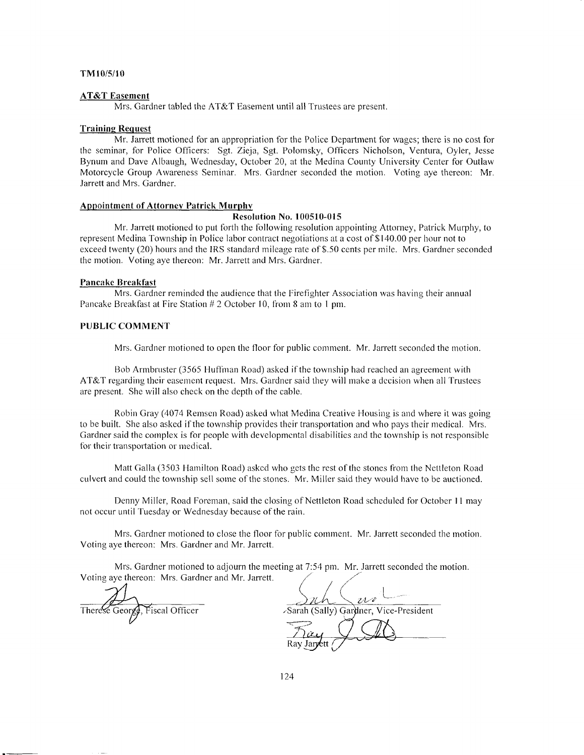TM10/5/10

**AT&T Easement**

Mrs. Gardner tabled the AT&T Easement until all Trustees are present.

**Training Request**

Mr. Jarrett motioned for an appropriation for the Police Department for wages; there is no cost for the seminar, for Police Officers: Sgt. Zieja, Sgt. Polomsky, Officers Nicholson, Ventura, Oyler, Jesse Bynum and Dave Albaugh, Wednesday, October 20, at the Medina County University Center for Outlaw Motorcycle Group Awareness Seminar. Mrs. Gardner seconded the motion. Voting aye thereon: Mr. Jarrett and Mrs. Gardner.

**Appointment of Attorney Patrick Murphy**

**Resolution No. 100510-015**

Mr. Jarrett motioned to put forth the following resolution appointing Attorney, Patrick Murphy, to represent Medina Township in Police labor contract negotiations at a cost of $140.00 per hour not to exceed twenty (20) hours and the IRS standard mileage rate of $.50 cents per mile. Mrs. Gardner seconded the motion. Voting aye thereon: Mr. Jarrett and Mrs. Gardner.

**Pancake Breakfast**

Mrs. Gardner reminded the audience that the Firefighter Association was having their annual Pancake Breakfast at Fire Station # 2 October 10, from 8 am to 1 pm.

**PUBLIC COMMENT**

Mrs. Gardner motioned to open the floor for public comment. Mr. Jarrett seconded the motion.

Bob Armbruster (3565 Huffman Road) asked if the township had reached an agreement with AT&T regarding their easement request. Mrs. Gardner said they will make a decision when all Trustees are present. She will also check on the depth of the cable.

Robin Gray (4074 Remsen Road) asked what Medina Creative Housing is and where it was going to be built. She also asked if the township provides their transportation and who pays their medical. Mrs. Gardner said the complex is for people with developmental disabilities and the township is not responsible for their transportation or medical.

Matt Galla (3503 Hamilton Road) asked who gets the rest of the stones from the Nettleton Road culvert and could the township sell some of the stones. Mr. Miller said they would have to be auctioned.

Denny Miller, Road Foreman, said the closing of Nettleton Road scheduled for October 11 may not occur until Tuesday or Wednesday because of the rain.

Mrs. Gardner motioned to close the floor for public comment. Mr. Jarrett seconded the motion. Voting aye thereon: Mrs. Gardner and Mr. Jarrett.

Mrs. Gardner motioned to adjourn the meeting at 7:54 pm. Mr. Jarrett seconded the motion. Voting aye thereon: Mrs. Gardner and Mr. Jarrett.

Therese George, Fiscal Officer

Sarah (Sally) Gardner, Vice-President

Ray Jarrett